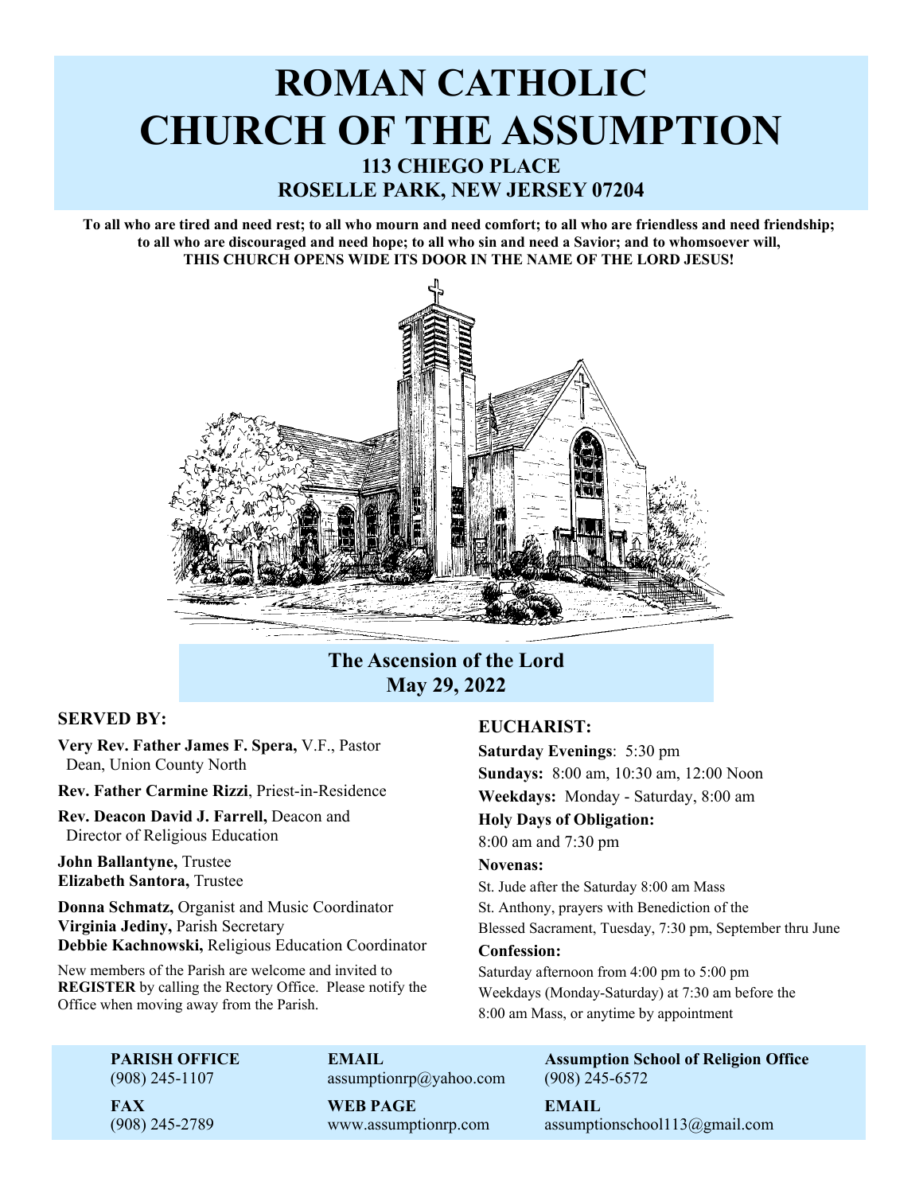# ROMAN CATHOLIC CHURCH OF THE ASSUMPTION

**113 CHIEGO PLACE**
**ROSELLE PARK, NEW JERSEY 07204**

**To all who are tired and need rest; to all who mourn and need comfort; to all who are friendless and need friendship; to all who are discouraged and need hope; to all who sin and need a Savior; and to whomsoever will, THIS CHURCH OPENS WIDE ITS DOOR IN THE NAME OF THE LORD JESUS!**

## The Ascension of the Lord
## May 29, 2022

### SERVED BY:

**Very Rev. Father James F. Spera,** V.F., Pastor
Dean, Union County North

**Rev. Father Carmine Rizzi**, Priest-in-Residence

**Rev. Deacon David J. Farrell,** Deacon and
Director of Religious Education

**John Ballantyne,** Trustee
**Elizabeth Santora,** Trustee

**Donna Schmatz,** Organist and Music Coordinator
**Virginia Jediny,** Parish Secretary
**Debbie Kachnowski,** Religious Education Coordinator

New members of the Parish are welcome and invited to **REGISTER** by calling the Rectory Office. Please notify the Office when moving away from the Parish.

### EUCHARIST:

**Saturday Evenings**: 5:30 pm
**Sundays:** 8:00 am, 10:30 am, 12:00 Noon
**Weekdays:** Monday - Saturday, 8:00 am

**Holy Days of Obligation:**
8:00 am and 7:30 pm

**Novenas:**
St. Jude after the Saturday 8:00 am Mass
St. Anthony, prayers with Benediction of the Blessed Sacrament, Tuesday, 7:30 pm, September thru June

**Confession:**
Saturday afternoon from 4:00 pm to 5:00 pm
Weekdays (Monday-Saturday) at 7:30 am before the 8:00 am Mass, or anytime by appointment

**PARISH OFFICE**
(908) 245-1107

**FAX**
(908) 245-2789

**EMAIL**
assumptionrp@yahoo.com

**WEB PAGE**
www.assumptionrp.com

**Assumption School of Religion Office**
(908) 245-6572

**EMAIL**
assumptionschool113@gmail.com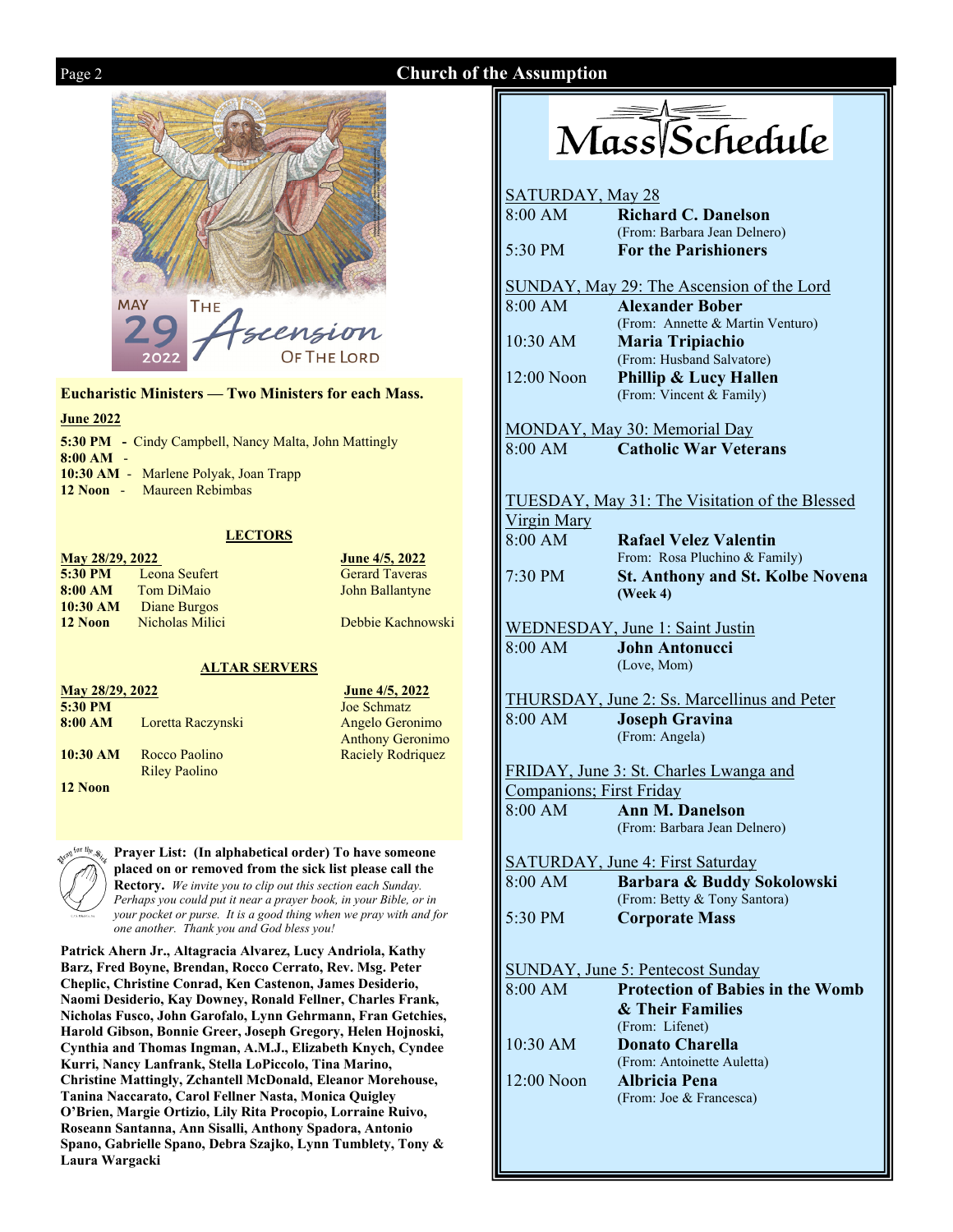MAY 29 2022 THE Ascension OF THE LORD

**Eucharistic Ministers — Two Ministers for each Mass.**

**June 2022**

**5:30 PM** - Cindy Campbell, Nancy Malta, John Mattingly
**8:00 AM** -
**10:30 AM** - Marlene Polyak, Joan Trapp
**12 Noon** - Maureen Rebimbas

## LECTORS

| | May 28/29, 2022 | June 4/5, 2022 |
|---|---|---|
| **5:30 PM** | Leona Seufert | Gerard Taveras |
| **8:00 AM** | Tom DiMaio | John Ballantyne |
| **10:30 AM** | Diane Burgos | |
| **12 Noon** | Nicholas Milici | Debbie Kachnowski |

## ALTAR SERVERS

| | May 28/29, 2022 | June 4/5, 2022 |
|---|---|---|
| **5:30 PM** | | Joe Schmatz |
| **8:00 AM** | Loretta Raczynski | Angelo Geronimo, Anthony Geronimo |
| **10:30 AM** | Rocco Paolino, Riley Paolino | Raciely Rodriquez |
| **12 Noon** | | |

**Prayer List: (In alphabetical order) To have someone placed on or removed from the sick list please call the Rectory.** *We invite you to clip out this section each Sunday. Perhaps you could put it near a prayer book, in your Bible, or in your pocket or purse. It is a good thing when we pray with and for one another. Thank you and God bless you!*

**Patrick Ahern Jr., Altagracia Alvarez, Lucy Andriola, Kathy Barz, Fred Boyne, Brendan, Rocco Cerrato, Rev. Msg. Peter Cheplic, Christine Conrad, Ken Castenon, James Desiderio, Naomi Desiderio, Kay Downey, Ronald Fellner, Charles Frank, Nicholas Fusco, John Garofalo, Lynn Gehrmann, Fran Getchies, Harold Gibson, Bonnie Greer, Joseph Gregory, Helen Hojnoski, Cynthia and Thomas Ingman, A.M.J., Elizabeth Knych, Cyndee Kurri, Nancy Lanfrank, Stella LoPiccolo, Tina Marino, Christine Mattingly, Zchantell McDonald, Eleanor Morehouse, Tanina Naccarato, Carol Fellner Nasta, Monica Quigley O'Brien, Margie Ortizio, Lily Rita Procopio, Lorraine Ruivo, Roseann Santanna, Ann Sisalli, Anthony Spadora, Antonio Spano, Gabrielle Spano, Debra Szajko, Lynn Tumblety, Tony & Laura Wargacki**

# Mass Schedule

SATURDAY, May 28

8:00 AM — **Richard C. Danelson** (From: Barbara Jean Delnero)
5:30 PM — **For the Parishioners**

SUNDAY, May 29: The Ascension of the Lord

8:00 AM — **Alexander Bober** (From: Annette & Martin Venturo)
10:30 AM — **Maria Tripiachio** (From: Husband Salvatore)
12:00 Noon — **Phillip & Lucy Hallen** (From: Vincent & Family)

MONDAY, May 30: Memorial Day

8:00 AM — **Catholic War Veterans**

TUESDAY, May 31: The Visitation of the Blessed Virgin Mary

8:00 AM — **Rafael Velez Valentin** From: Rosa Pluchino & Family)
7:30 PM — **St. Anthony and St. Kolbe Novena (Week 4)**

WEDNESDAY, June 1: Saint Justin

8:00 AM — **John Antonucci** (Love, Mom)

THURSDAY, June 2: Ss. Marcellinus and Peter

8:00 AM — **Joseph Gravina** (From: Angela)

FRIDAY, June 3: St. Charles Lwanga and Companions; First Friday

8:00 AM — **Ann M. Danelson** (From: Barbara Jean Delnero)

SATURDAY, June 4: First Saturday

8:00 AM — **Barbara & Buddy Sokolowski** (From: Betty & Tony Santora)
5:30 PM — **Corporate Mass**

SUNDAY, June 5: Pentecost Sunday

8:00 AM — **Protection of Babies in the Womb & Their Families** (From: Lifenet)
10:30 AM — **Donato Charella** (From: Antoinette Auletta)
12:00 Noon — **Albricia Pena** (From: Joe & Francesca)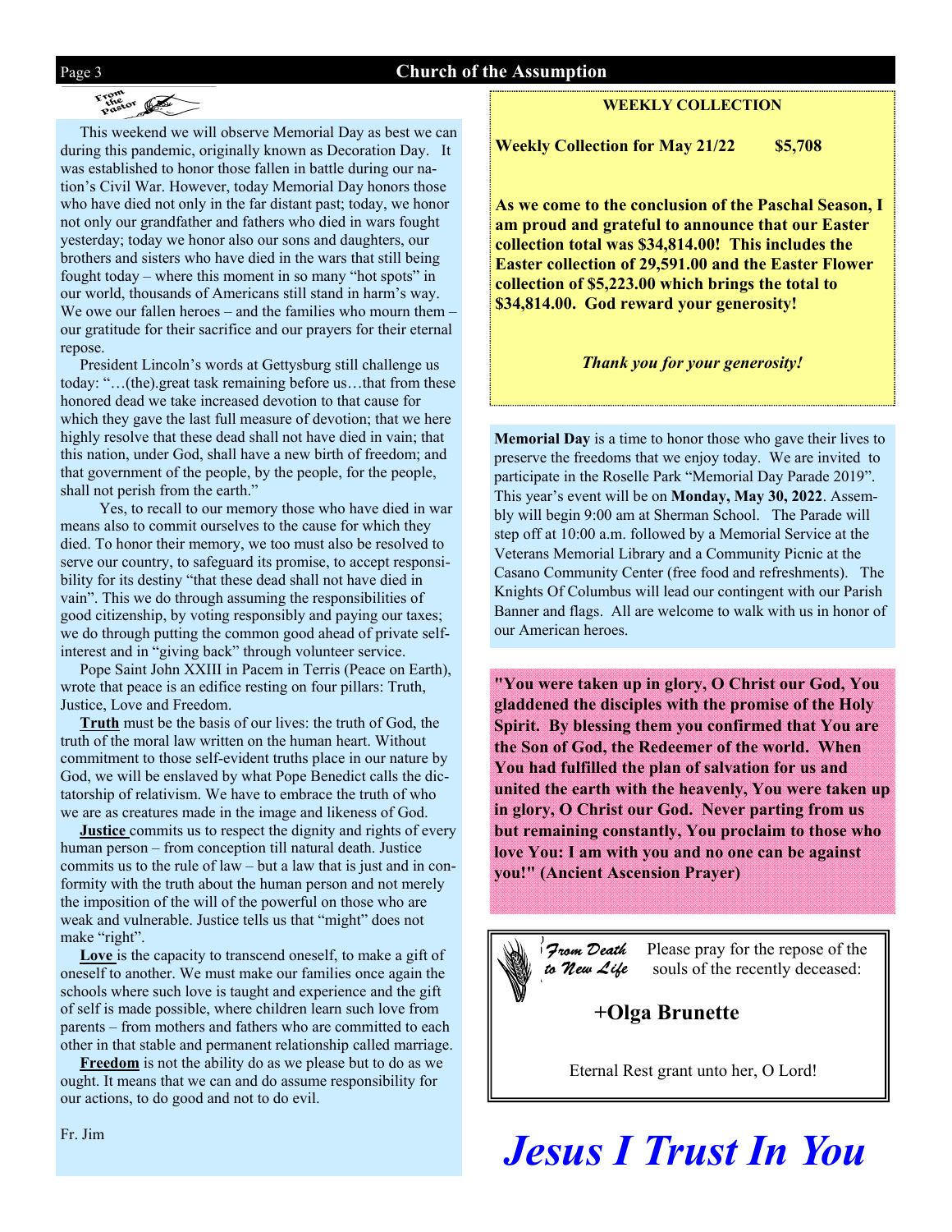## From the Pastor

This weekend we will observe Memorial Day as best we can during this pandemic, originally known as Decoration Day. It was established to honor those fallen in battle during our nation's Civil War. However, today Memorial Day honors those who have died not only in the far distant past; today, we honor not only our grandfather and fathers who died in wars fought yesterday; today we honor also our sons and daughters, our brothers and sisters who have died in the wars that still being fought today – where this moment in so many "hot spots" in our world, thousands of Americans still stand in harm's way. We owe our fallen heroes – and the families who mourn them – our gratitude for their sacrifice and our prayers for their eternal repose.

President Lincoln's words at Gettysburg still challenge us today: "…(the).great task remaining before us…that from these honored dead we take increased devotion to that cause for which they gave the last full measure of devotion; that we here highly resolve that these dead shall not have died in vain; that this nation, under God, shall have a new birth of freedom; and that government of the people, by the people, for the people, shall not perish from the earth."

Yes, to recall to our memory those who have died in war means also to commit ourselves to the cause for which they died. To honor their memory, we too must also be resolved to serve our country, to safeguard its promise, to accept responsibility for its destiny "that these dead shall not have died in vain". This we do through assuming the responsibilities of good citizenship, by voting responsibly and paying our taxes; we do through putting the common good ahead of private self-interest and in "giving back" through volunteer service.

Pope Saint John XXIII in Pacem in Terris (Peace on Earth), wrote that peace is an edifice resting on four pillars: Truth, Justice, Love and Freedom.

**Truth** must be the basis of our lives: the truth of God, the truth of the moral law written on the human heart. Without commitment to those self-evident truths place in our nature by God, we will be enslaved by what Pope Benedict calls the dictatorship of relativism. We have to embrace the truth of who we are as creatures made in the image and likeness of God.

**Justice** commits us to respect the dignity and rights of every human person – from conception till natural death. Justice commits us to the rule of law – but a law that is just and in conformity with the truth about the human person and not merely the imposition of the will of the powerful on those who are weak and vulnerable. Justice tells us that "might" does not make "right".

**Love** is the capacity to transcend oneself, to make a gift of oneself to another. We must make our families once again the schools where such love is taught and experience and the gift of self is made possible, where children learn such love from parents – from mothers and fathers who are committed to each other in that stable and permanent relationship called marriage.

**Freedom** is not the ability do as we please but to do as we ought. It means that we can and do assume responsibility for our actions, to do good and not to do evil.

Fr. Jim

### WEEKLY COLLECTION

**Weekly Collection for May 21/22 $5,708**

**As we come to the conclusion of the Paschal Season, I am proud and grateful to announce that our Easter collection total was $34,814.00! This includes the Easter collection of 29,591.00 and the Easter Flower collection of $5,223.00 which brings the total to $34,814.00. God reward your generosity!**

***Thank you for your generosity!***

**Memorial Day** is a time to honor those who gave their lives to preserve the freedoms that we enjoy today. We are invited to participate in the Roselle Park "Memorial Day Parade 2019". This year's event will be on **Monday, May 30, 2022**. Assembly will begin 9:00 am at Sherman School. The Parade will step off at 10:00 a.m. followed by a Memorial Service at the Veterans Memorial Library and a Community Picnic at the Casano Community Center (free food and refreshments). The Knights Of Columbus will lead our contingent with our Parish Banner and flags. All are welcome to walk with us in honor of our American heroes.

**"You were taken up in glory, O Christ our God, You gladdened the disciples with the promise of the Holy Spirit. By blessing them you confirmed that You are the Son of God, the Redeemer of the world. When You had fulfilled the plan of salvation for us and united the earth with the heavenly, You were taken up in glory, O Christ our God. Never parting from us but remaining constantly, You proclaim to those who love You: I am with you and no one can be against you!" (Ancient Ascension Prayer)**

*From Death to New Life*

Please pray for the repose of the souls of the recently deceased:

**+Olga Brunette**

Eternal Rest grant unto her, O Lord!

# *Jesus I Trust In You*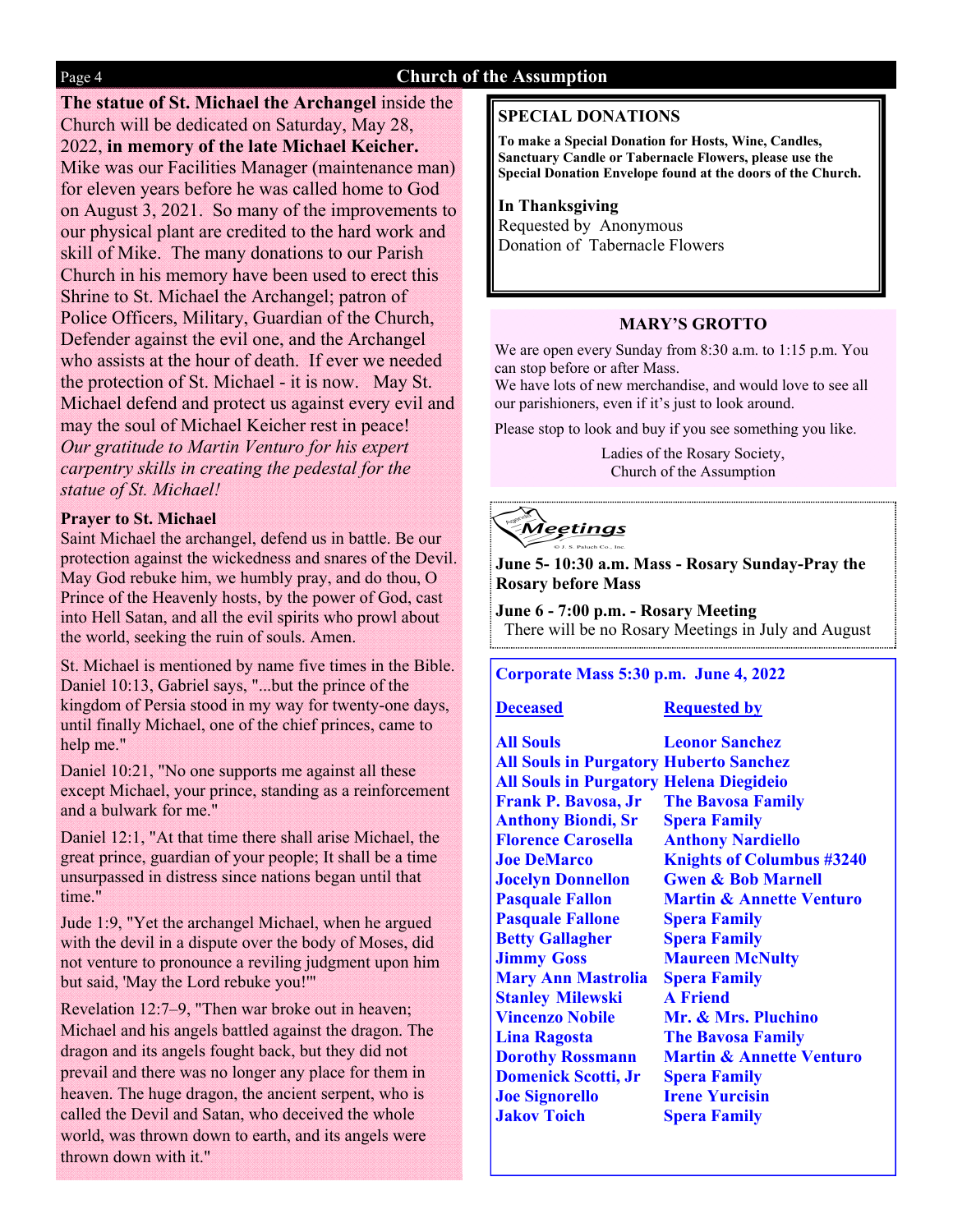**The statue of St. Michael the Archangel** inside the Church will be dedicated on Saturday, May 28, 2022, **in memory of the late Michael Keicher.** Mike was our Facilities Manager (maintenance man) for eleven years before he was called home to God on August 3, 2021. So many of the improvements to our physical plant are credited to the hard work and skill of Mike. The many donations to our Parish Church in his memory have been used to erect this Shrine to St. Michael the Archangel; patron of Police Officers, Military, Guardian of the Church, Defender against the evil one, and the Archangel who assists at the hour of death. If ever we needed the protection of St. Michael - it is now. May St. Michael defend and protect us against every evil and may the soul of Michael Keicher rest in peace! *Our gratitude to Martin Venturo for his expert carpentry skills in creating the pedestal for the statue of St. Michael!*

**Prayer to St. Michael**

Saint Michael the archangel, defend us in battle. Be our protection against the wickedness and snares of the Devil. May God rebuke him, we humbly pray, and do thou, O Prince of the Heavenly hosts, by the power of God, cast into Hell Satan, and all the evil spirits who prowl about the world, seeking the ruin of souls. Amen.

St. Michael is mentioned by name five times in the Bible. Daniel 10:13, Gabriel says, "...but the prince of the kingdom of Persia stood in my way for twenty-one days, until finally Michael, one of the chief princes, came to help me."

Daniel 10:21, "No one supports me against all these except Michael, your prince, standing as a reinforcement and a bulwark for me."

Daniel 12:1, "At that time there shall arise Michael, the great prince, guardian of your people; It shall be a time unsurpassed in distress since nations began until that time."

Jude 1:9, "Yet the archangel Michael, when he argued with the devil in a dispute over the body of Moses, did not venture to pronounce a reviling judgment upon him but said, 'May the Lord rebuke you!'"

Revelation 12:7–9, "Then war broke out in heaven; Michael and his angels battled against the dragon. The dragon and its angels fought back, but they did not prevail and there was no longer any place for them in heaven. The huge dragon, the ancient serpent, who is called the Devil and Satan, who deceived the whole world, was thrown down to earth, and its angels were thrown down with it."

## SPECIAL DONATIONS

**To make a Special Donation for Hosts, Wine, Candles, Sanctuary Candle or Tabernacle Flowers, please use the Special Donation Envelope found at the doors of the Church.**

**In Thanksgiving**
Requested by Anonymous
Donation of Tabernacle Flowers

## MARY'S GROTTO

We are open every Sunday from 8:30 a.m. to 1:15 p.m. You can stop before or after Mass.
We have lots of new merchandise, and would love to see all our parishioners, even if it's just to look around.

Please stop to look and buy if you see something you like.

Ladies of the Rosary Society,
Church of the Assumption

## Meetings

**June 5- 10:30 a.m. Mass - Rosary Sunday-Pray the Rosary before Mass**

**June 6 - 7:00 p.m. - Rosary Meeting**
There will be no Rosary Meetings in July and August

**Corporate Mass 5:30 p.m. June 4, 2022**

| Deceased | Requested by |
|---|---|
| All Souls | Leonor Sanchez |
| All Souls in Purgatory | Huberto Sanchez |
| All Souls in Purgatory | Helena Diegideio |
| Frank P. Bavosa, Jr | The Bavosa Family |
| Anthony Biondi, Sr | Spera Family |
| Florence Carosella | Anthony Nardiello |
| Joe DeMarco | Knights of Columbus #3240 |
| Jocelyn Donnellon | Gwen & Bob Marnell |
| Pasquale Fallon | Martin & Annette Venturo |
| Pasquale Fallone | Spera Family |
| Betty Gallagher | Spera Family |
| Jimmy Goss | Maureen McNulty |
| Mary Ann Mastrolia | Spera Family |
| Stanley Milewski | A Friend |
| Vincenzo Nobile | Mr. & Mrs. Pluchino |
| Lina Ragosta | The Bavosa Family |
| Dorothy Rossmann | Martin & Annette Venturo |
| Domenick Scotti, Jr | Spera Family |
| Joe Signorello | Irene Yurcisin |
| Jakov Toich | Spera Family |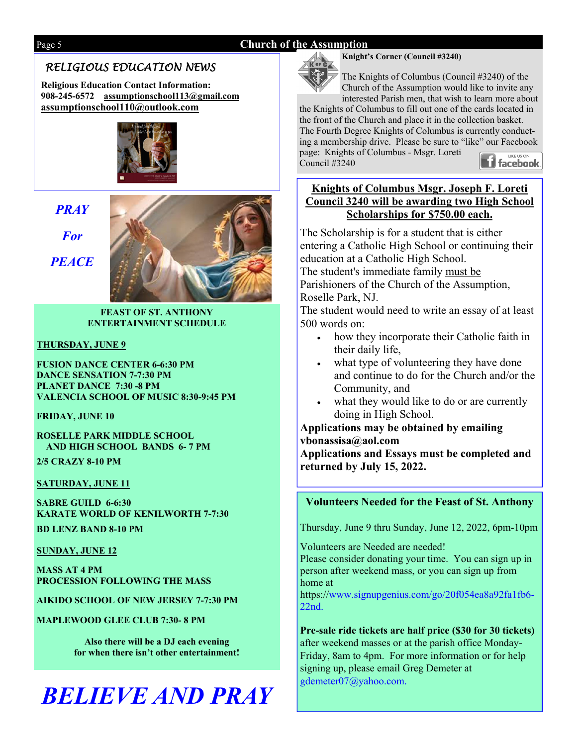## RELIGIOUS EDUCATION NEWS

**Religious Education Contact Information:**
**908-245-6572 assumptionschool113@gmail.com**
**assumptionschool110@outlook.com**

***PRAY***

***For***

***PEACE***

**FEAST OF ST. ANTHONY**
**ENTERTAINMENT SCHEDULE**

**THURSDAY, JUNE 9**

**FUSION DANCE CENTER 6-6:30 PM**
**DANCE SENSATION 7-7:30 PM**
**PLANET DANCE 7:30 -8 PM**
**VALENCIA SCHOOL OF MUSIC 8:30-9:45 PM**

**FRIDAY, JUNE 10**

**ROSELLE PARK MIDDLE SCHOOL AND HIGH SCHOOL BANDS 6- 7 PM**

**2/5 CRAZY 8-10 PM**

**SATURDAY, JUNE 11**

**SABRE GUILD 6-6:30**
**KARATE WORLD OF KENILWORTH 7-7:30**

**BD LENZ BAND 8-10 PM**

**SUNDAY, JUNE 12**

**MASS AT 4 PM**
**PROCESSION FOLLOWING THE MASS**

**AIKIDO SCHOOL OF NEW JERSEY 7-7:30 PM**

**MAPLEWOOD GLEE CLUB 7:30- 8 PM**

**Also there will be a DJ each evening for when there isn't other entertainment!**

# *BELIEVE AND PRAY*

### Knight's Corner (Council #3240)

The Knights of Columbus (Council #3240) of the Church of the Assumption would like to invite any interested Parish men, that wish to learn more about the Knights of Columbus to fill out one of the cards located in the front of the Church and place it in the collection basket. The Fourth Degree Knights of Columbus is currently conducting a membership drive. Please be sure to "like" our Facebook page: Knights of Columbus - Msgr. Loreti Council #3240

### Knights of Columbus Msgr. Joseph F. Loreti Council 3240 will be awarding two High School Scholarships for $750.00 each.

The Scholarship is for a student that is either entering a Catholic High School or continuing their education at a Catholic High School.
The student's immediate family must be Parishioners of the Church of the Assumption, Roselle Park, NJ.
The student would need to write an essay of at least 500 words on:

- how they incorporate their Catholic faith in their daily life,
- what type of volunteering they have done and continue to do for the Church and/or the Community, and
- what they would like to do or are currently doing in High School.

**Applications may be obtained by emailing vbonassisa@aol.com**
**Applications and Essays must be completed and returned by July 15, 2022.**

### Volunteers Needed for the Feast of St. Anthony

Thursday, June 9 thru Sunday, June 12, 2022, 6pm-10pm

Volunteers are Needed are needed!
Please consider donating your time. You can sign up in person after weekend mass, or you can sign up from home at
https://www.signupgenius.com/go/20f054ea8a92fa1fb6-22nd.

**Pre-sale ride tickets are half price ($30 for 30 tickets)** after weekend masses or at the parish office Monday-Friday, 8am to 4pm. For more information or for help signing up, please email Greg Demeter at gdemeter07@yahoo.com.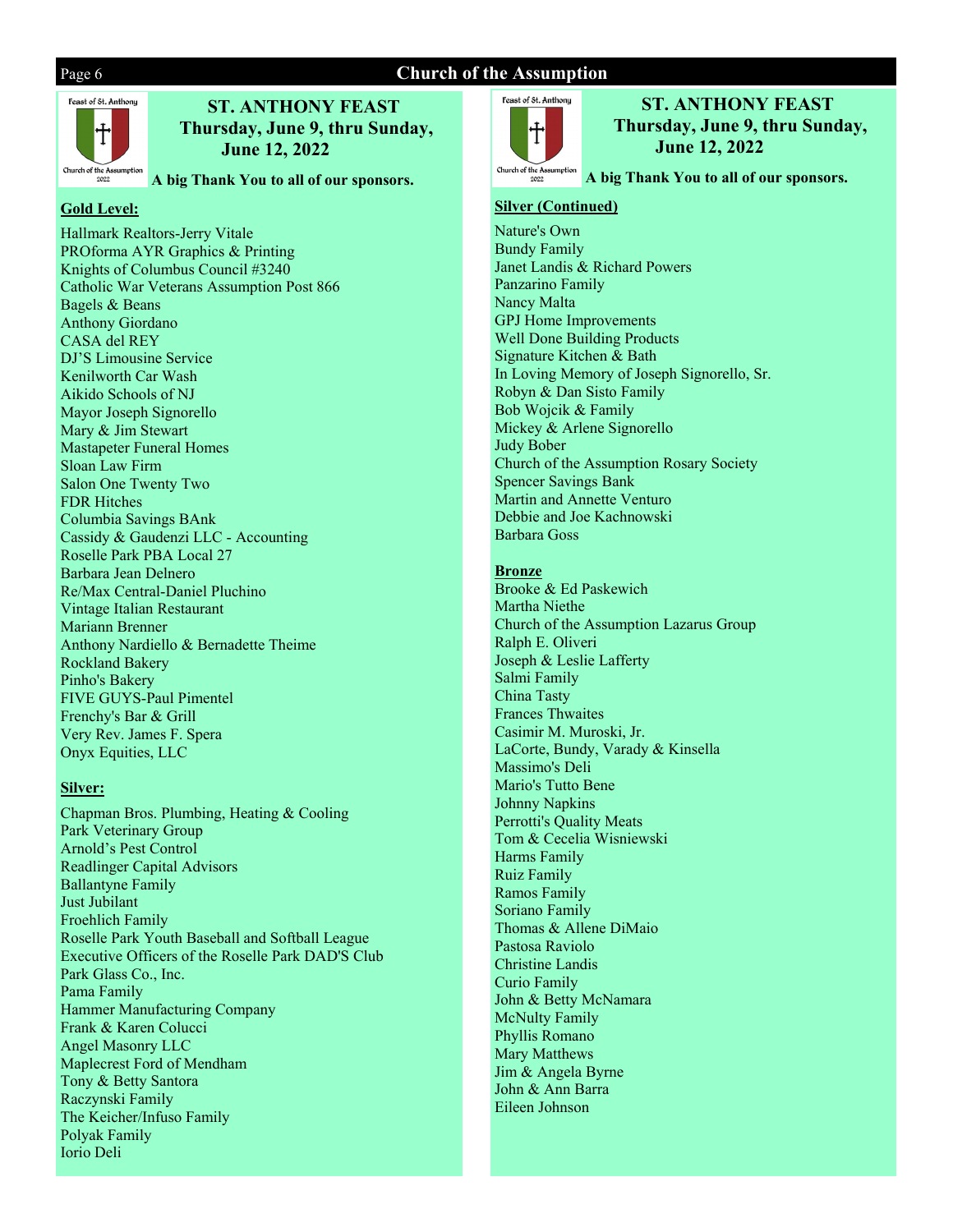## ST. ANTHONY FEAST
**Thursday, June 9, thru Sunday, June 12, 2022**

**A big Thank You to all of our sponsors.**

**Gold Level:**

Hallmark Realtors-Jerry Vitale
PROforma AYR Graphics & Printing
Knights of Columbus Council #3240
Catholic War Veterans Assumption Post 866
Bagels & Beans
Anthony Giordano
CASA del REY
DJ'S Limousine Service
Kenilworth Car Wash
Aikido Schools of NJ
Mayor Joseph Signorello
Mary & Jim Stewart
Mastapeter Funeral Homes
Sloan Law Firm
Salon One Twenty Two
FDR Hitches
Columbia Savings BAnk
Cassidy & Gaudenzi LLC - Accounting
Roselle Park PBA Local 27
Barbara Jean Delnero
Re/Max Central-Daniel Pluchino
Vintage Italian Restaurant
Mariann Brenner
Anthony Nardiello & Bernadette Theime
Rockland Bakery
Pinho's Bakery
FIVE GUYS-Paul Pimentel
Frenchy's Bar & Grill
Very Rev. James F. Spera
Onyx Equities, LLC

**Silver:**

Chapman Bros. Plumbing, Heating & Cooling
Park Veterinary Group
Arnold's Pest Control
Readlinger Capital Advisors
Ballantyne Family
Just Jubilant
Froehlich Family
Roselle Park Youth Baseball and Softball League
Executive Officers of the Roselle Park DAD'S Club
Park Glass Co., Inc.
Pama Family
Hammer Manufacturing Company
Frank & Karen Colucci
Angel Masonry LLC
Maplecrest Ford of Mendham
Tony & Betty Santora
Raczynski Family
The Keicher/Infuso Family
Polyak Family
Iorio Deli

## ST. ANTHONY FEAST
**Thursday, June 9, thru Sunday, June 12, 2022**

**A big Thank You to all of our sponsors.**

**Silver (Continued)**

Nature's Own
Bundy Family
Janet Landis & Richard Powers
Panzarino Family
Nancy Malta
GPJ Home Improvements
Well Done Building Products
Signature Kitchen & Bath
In Loving Memory of Joseph Signorello, Sr.
Robyn & Dan Sisto Family
Bob Wojcik & Family
Mickey & Arlene Signorello
Judy Bober
Church of the Assumption Rosary Society
Spencer Savings Bank
Martin and Annette Venturo
Debbie and Joe Kachnowski
Barbara Goss

**Bronze**

Brooke & Ed Paskewich
Martha Niethe
Church of the Assumption Lazarus Group
Ralph E. Oliveri
Joseph & Leslie Lafferty
Salmi Family
China Tasty
Frances Thwaites
Casimir M. Muroski, Jr.
LaCorte, Bundy, Varady & Kinsella
Massimo's Deli
Mario's Tutto Bene
Johnny Napkins
Perrotti's Quality Meats
Tom & Cecelia Wisniewski
Harms Family
Ruiz Family
Ramos Family
Soriano Family
Thomas & Allene DiMaio
Pastosa Raviolo
Christine Landis
Curio Family
John & Betty McNamara
McNulty Family
Phyllis Romano
Mary Matthews
Jim & Angela Byrne
John & Ann Barra
Eileen Johnson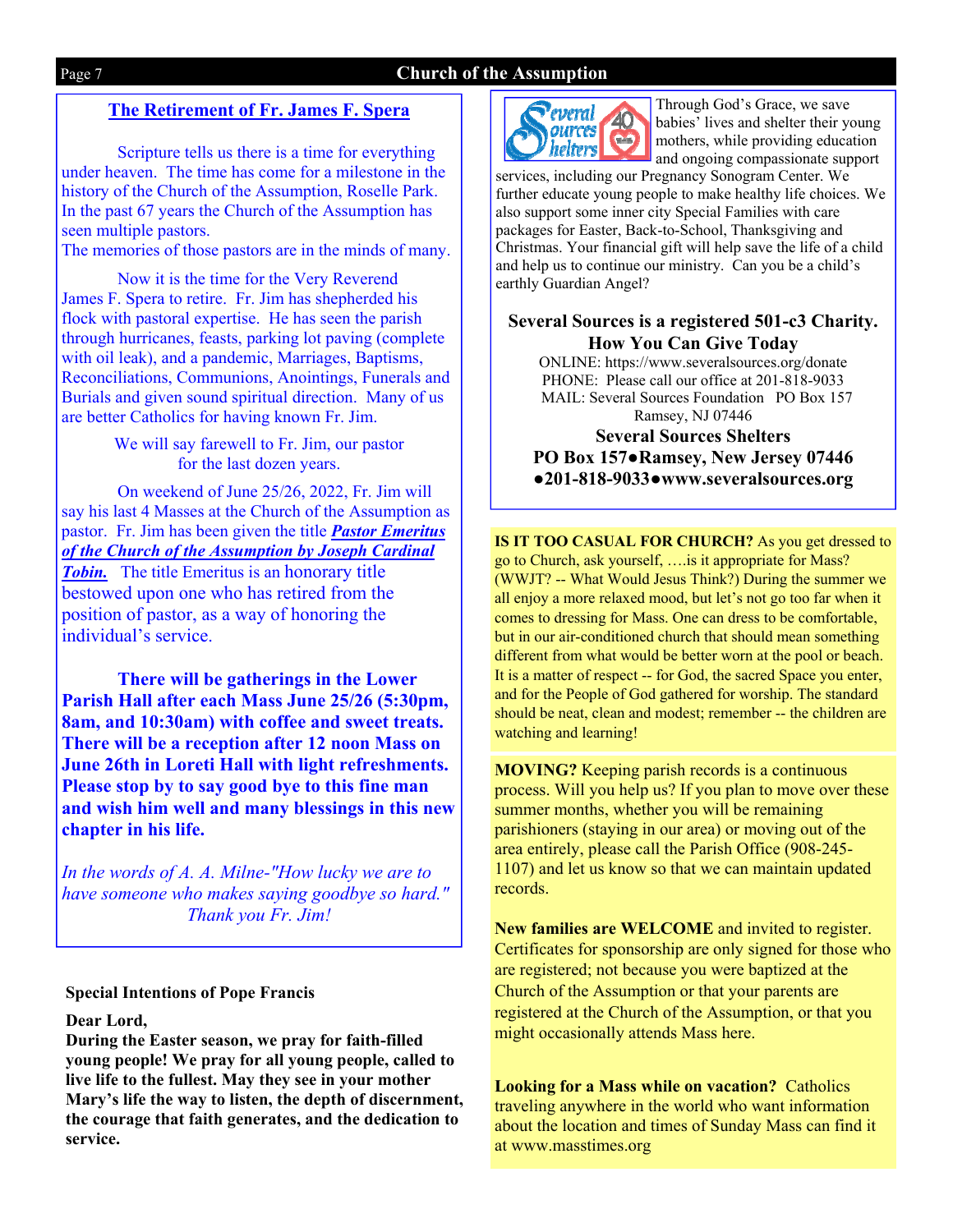## The Retirement of Fr. James F. Spera

Scripture tells us there is a time for everything under heaven. The time has come for a milestone in the history of the Church of the Assumption, Roselle Park. In the past 67 years the Church of the Assumption has seen multiple pastors.
The memories of those pastors are in the minds of many.

Now it is the time for the Very Reverend James F. Spera to retire. Fr. Jim has shepherded his flock with pastoral expertise. He has seen the parish through hurricanes, feasts, parking lot paving (complete with oil leak), and a pandemic, Marriages, Baptisms, Reconciliations, Communions, Anointings, Funerals and Burials and given sound spiritual direction. Many of us are better Catholics for having known Fr. Jim.

We will say farewell to Fr. Jim, our pastor for the last dozen years.

On weekend of June 25/26, 2022, Fr. Jim will say his last 4 Masses at the Church of the Assumption as pastor. Fr. Jim has been given the title ***Pastor Emeritus of the Church of the Assumption by Joseph Cardinal Tobin.*** The title Emeritus is an honorary title bestowed upon one who has retired from the position of pastor, as a way of honoring the individual's service.

**There will be gatherings in the Lower Parish Hall after each Mass June 25/26 (5:30pm, 8am, and 10:30am) with coffee and sweet treats. There will be a reception after 12 noon Mass on June 26th in Loreti Hall with light refreshments. Please stop by to say good bye to this fine man and wish him well and many blessings in this new chapter in his life.**

*In the words of A. A. Milne-"How lucky we are to have someone who makes saying goodbye so hard." Thank you Fr. Jim!*

**Special Intentions of Pope Francis**

**Dear Lord,**
**During the Easter season, we pray for faith-filled young people! We pray for all young people, called to live life to the fullest. May they see in your mother Mary's life the way to listen, the depth of discernment, the courage that faith generates, and the dedication to service.**

Several Sources Shelters

Through God's Grace, we save babies' lives and shelter their young mothers, while providing education and ongoing compassionate support services, including our Pregnancy Sonogram Center. We further educate young people to make healthy life choices. We also support some inner city Special Families with care packages for Easter, Back-to-School, Thanksgiving and Christmas. Your financial gift will help save the life of a child and help us to continue our ministry. Can you be a child's earthly Guardian Angel?

**Several Sources is a registered 501-c3 Charity.**
**How You Can Give Today**
ONLINE: https://www.severalsources.org/donate
PHONE: Please call our office at 201-818-9033
MAIL: Several Sources Foundation PO Box 157 Ramsey, NJ 07446

**Several Sources Shelters**
**PO Box 157●Ramsey, New Jersey 07446**
**●201-818-9033●www.severalsources.org**

**IS IT TOO CASUAL FOR CHURCH?** As you get dressed to go to Church, ask yourself, ….is it appropriate for Mass? (WWJT? -- What Would Jesus Think?) During the summer we all enjoy a more relaxed mood, but let's not go too far when it comes to dressing for Mass. One can dress to be comfortable, but in our air-conditioned church that should mean something different from what would be better worn at the pool or beach. It is a matter of respect -- for God, the sacred Space you enter, and for the People of God gathered for worship. The standard should be neat, clean and modest; remember -- the children are watching and learning!

**MOVING?** Keeping parish records is a continuous process. Will you help us? If you plan to move over these summer months, whether you will be remaining parishioners (staying in our area) or moving out of the area entirely, please call the Parish Office (908-245-1107) and let us know so that we can maintain updated records.

**New families are WELCOME** and invited to register. Certificates for sponsorship are only signed for those who are registered; not because you were baptized at the Church of the Assumption or that your parents are registered at the Church of the Assumption, or that you might occasionally attends Mass here.

**Looking for a Mass while on vacation?** Catholics traveling anywhere in the world who want information about the location and times of Sunday Mass can find it at www.masstimes.org